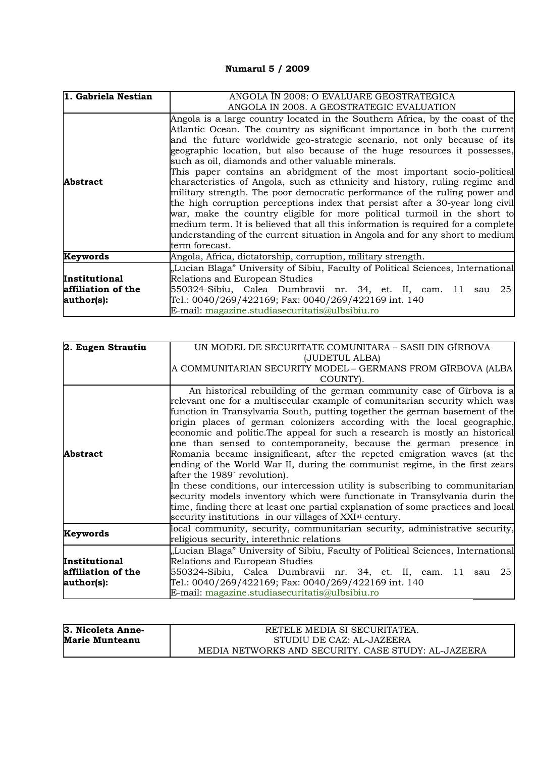**Numarul 5 / 2009**

| **1. Gabriela Nestian** | ANGOLA ÎN 2008: O EVALUARE GEOSTRATEGICA<br>ANGOLA IN 2008. A GEOSTRATEGIC EVALUATION |
|---|---|
| **Abstract** | Angola is a large country located in the Southern Africa, by the coast of the Atlantic Ocean. The country as significant importance in both the current and the future worldwide geo-strategic scenario, not only because of its geographic location, but also because of the huge resources it possesses, such as oil, diamonds and other valuable minerals.<br>This paper contains an abridgment of the most important socio-political characteristics of Angola, such as ethnicity and history, ruling regime and military strength. The poor democratic performance of the ruling power and the high corruption perceptions index that persist after a 30-year long civil war, make the country eligible for more political turmoil in the short to medium term. It is believed that all this information is required for a complete understanding of the current situation in Angola and for any short to medium term forecast. |
| **Keywords** | Angola, Africa, dictatorship, corruption, military strength. |
| **Institutional affiliation of the author(s):** | „Lucian Blaga" University of Sibiu, Faculty of Political Sciences, International Relations and European Studies<br>550324-Sibiu, Calea Dumbravii nr. 34, et. II, cam. 11 sau 25<br>Tel.: 0040/269/422169; Fax: 0040/269/422169 int. 140<br>E-mail: magazine.studiasecuritatis@ulbsibiu.ro |

| **2. Eugen Strautiu** | UN MODEL DE SECURITATE COMUNITARA – SASII DIN GÎRBOVA (JUDETUL ALBA)<br>A COMMUNITARIAN SECURITY MODEL – GERMANS FROM GÎRBOVA (ALBA COUNTY). |
|---|---|
| **Abstract** | An historical rebuilding of the german community case of Gîrbova is a relevant one for a multisecular example of comunitarian security which was function in Transylvania South, putting together the german basement of the origin places of german colonizers according with the local geographic, economic and politic.The appeal for such a research is mostly an historical one than sensed to contemporaneity, because the german presence in Romania became insignificant, after the repeted emigration waves (at the ending of the World War II, during the communist regime, in the first zears after the 1989` revolution).<br>In these conditions, our intercession utility is subscribing to communitarian security models inventory which were functionate in Transylvania durin the time, finding there at least one partial explanation of some practices and local security institutions in our villages of XXI[st] century. |
| **Keywords** | local community, security, communitarian security, administrative security, religious security, interethnic relations |
| **Institutional affiliation of the author(s):** | „Lucian Blaga" University of Sibiu, Faculty of Political Sciences, International Relations and European Studies<br>550324-Sibiu, Calea Dumbravii nr. 34, et. II, cam. 11 sau 25<br>Tel.: 0040/269/422169; Fax: 0040/269/422169 int. 140<br>E-mail: magazine.studiasecuritatis@ulbsibiu.ro |

| **3. Nicoleta Anne-Marie Munteanu** | RETELE MEDIA SI SECURITATEA.<br>STUDIU DE CAZ: AL-JAZEERA<br>MEDIA NETWORKS AND SECURITY. CASE STUDY: AL-JAZEERA |
|---|---|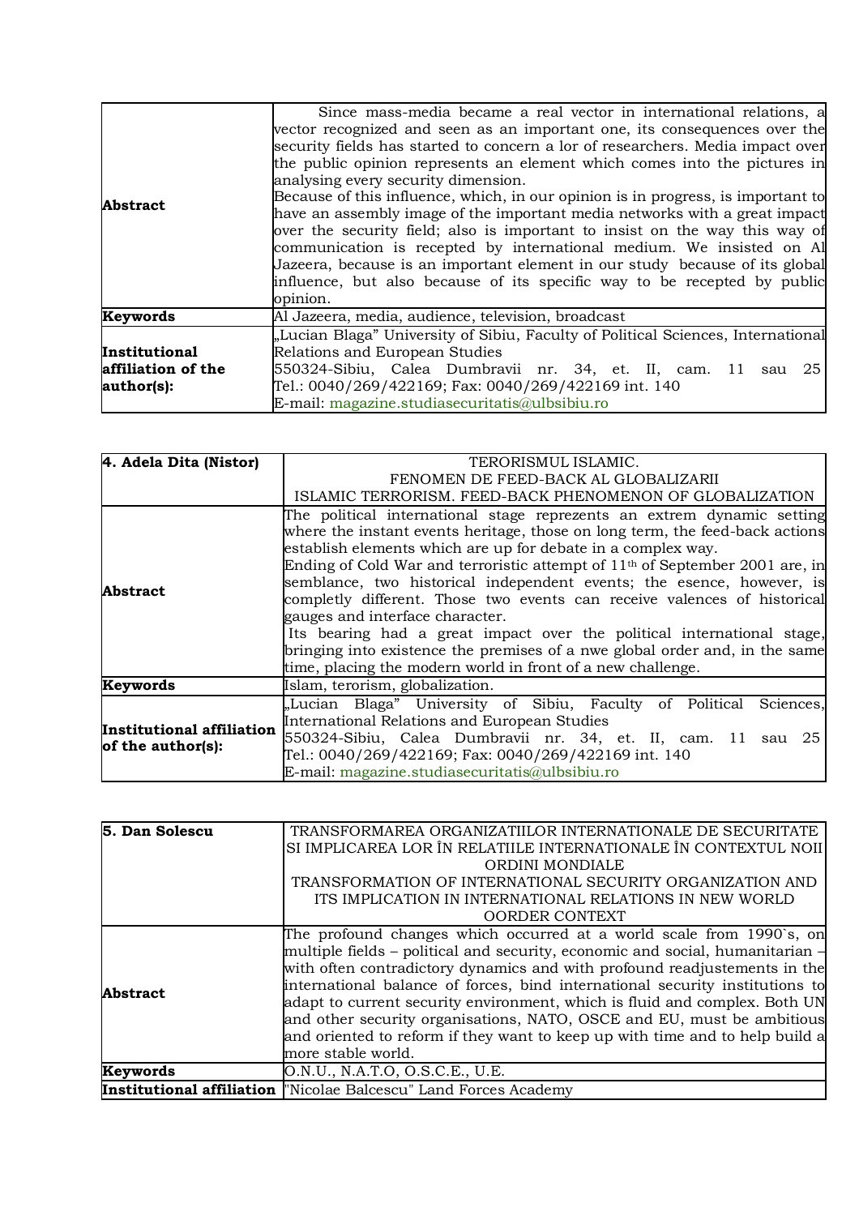| | |
|---|---|
| **Abstract** | Since mass-media became a real vector in international relations, a vector recognized and seen as an important one, its consequences over the security fields has started to concern a lor of researchers. Media impact over the public opinion represents an element which comes into the pictures in analysing every security dimension.<br>Because of this influence, which, in our opinion is in progress, is important to have an assembly image of the important media networks with a great impact over the security field; also is important to insist on the way this way of communication is recepted by international medium. We insisted on Al Jazeera, because is an important element in our study because of its global influence, but also because of its specific way to be recepted by public opinion. |
| **Keywords** | Al Jazeera, media, audience, television, broadcast |
| **Institutional affiliation of the author(s):** | „Lucian Blaga" University of Sibiu, Faculty of Political Sciences, International Relations and European Studies<br>550324-Sibiu, Calea Dumbravii nr. 34, et. II, cam. 11 sau 25<br>Tel.: 0040/269/422169; Fax: 0040/269/422169 int. 140<br>E-mail: magazine.studiasecuritatis@ulbsibiu.ro |

| **4. Adela Dita (Nistor)** | TERORISMUL ISLAMIC.<br>FENOMEN DE FEED-BACK AL GLOBALIZARII<br>ISLAMIC TERRORISM. FEED-BACK PHENOMENON OF GLOBALIZATION |
|---|---|
| **Abstract** | The political international stage reprezents an extrem dynamic setting where the instant events heritage, those on long term, the feed-back actions establish elements which are up for debate in a complex way.<br>Ending of Cold War and terroristic attempt of 11th of September 2001 are, in semblance, two historical independent events; the esence, however, is completly different. Those two events can receive valences of historical gauges and interface character.<br>Its bearing had a great impact over the political international stage, bringing into existence the premises of a nwe global order and, in the same time, placing the modern world in front of a new challenge. |
| **Keywords** | Islam, terorism, globalization. |
| **Institutional affiliation of the author(s):** | „Lucian Blaga" University of Sibiu, Faculty of Political Sciences, International Relations and European Studies<br>550324-Sibiu, Calea Dumbravii nr. 34, et. II, cam. 11 sau 25<br>Tel.: 0040/269/422169; Fax: 0040/269/422169 int. 140<br>E-mail: magazine.studiasecuritatis@ulbsibiu.ro |

| **5. Dan Solescu** | TRANSFORMAREA ORGANIZATIILOR INTERNATIONALE DE SECURITATE SI IMPLICAREA LOR ÎN RELATIILE INTERNATIONALE ÎN CONTEXTUL NOII ORDINI MONDIALE<br>TRANSFORMATION OF INTERNATIONAL SECURITY ORGANIZATION AND ITS IMPLICATION IN INTERNATIONAL RELATIONS IN NEW WORLD OORDER CONTEXT |
|---|---|
| **Abstract** | The profound changes which occurred at a world scale from 1990`s, on multiple fields – political and security, economic and social, humanitarian – with often contradictory dynamics and with profound readjustements in the international balance of forces, bind international security institutions to adapt to current security environment, which is fluid and complex. Both UN and other security organisations, NATO, OSCE and EU, must be ambitious and oriented to reform if they want to keep up with time and to help build a more stable world. |
| **Keywords** | O.N.U., N.A.T.O, O.S.C.E., U.E. |
| **Institutional affiliation** | "Nicolae Balcescu" Land Forces Academy |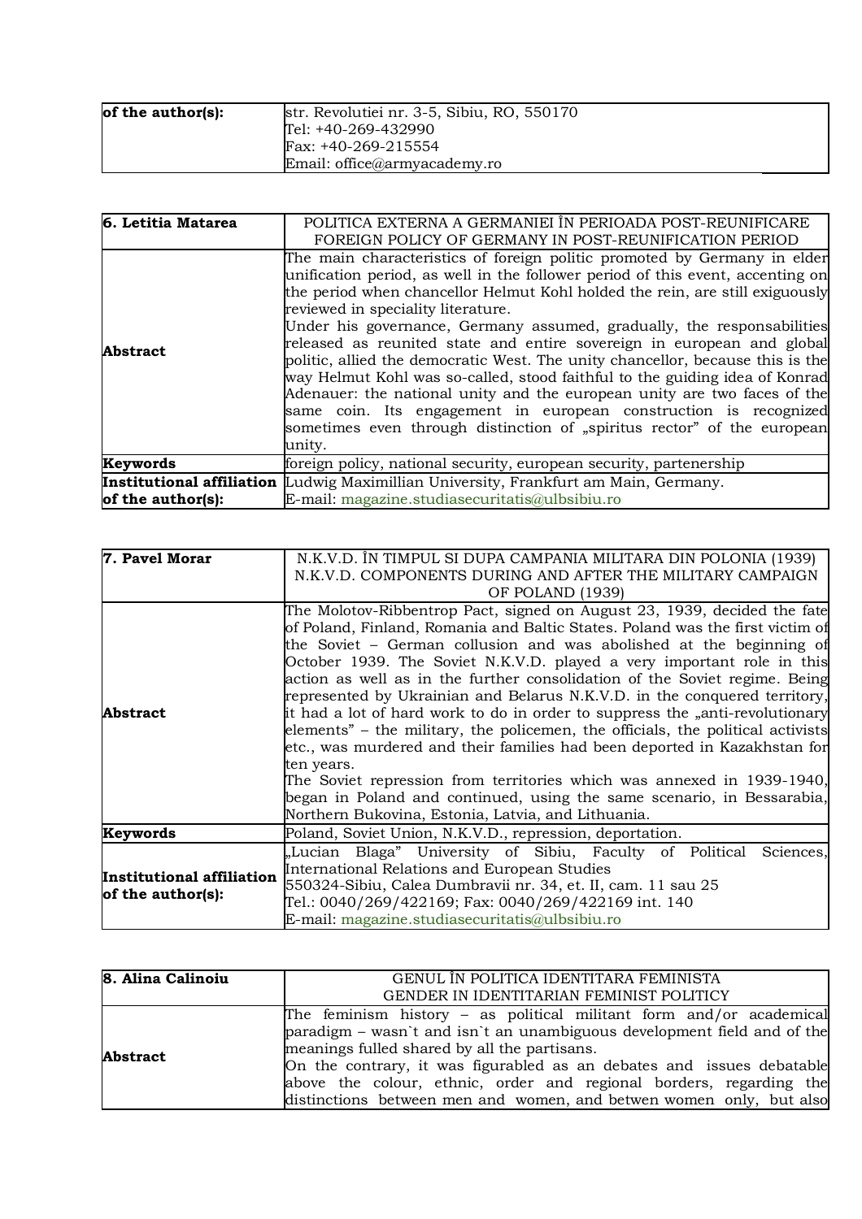| of the author(s): | str. Revolutiei nr. 3-5, Sibiu, RO, 550170<br>Tel: +40-269-432990<br>Fax: +40-269-215554<br>Email: office@armyacademy.ro |
|---|---|

| 6. Letitia Matarea | POLITICA EXTERNA A GERMANIEI ÎN PERIOADA POST-REUNIFICARE<br>FOREIGN POLICY OF GERMANY IN POST-REUNIFICATION PERIOD |
|---|---|
| Abstract | The main characteristics of foreign politic promoted by Germany in elder unification period, as well in the follower period of this event, accenting on the period when chancellor Helmut Kohl holded the rein, are still exiguously reviewed in speciality literature.<br>Under his governance, Germany assumed, gradually, the responsabilities released as reunited state and entire sovereign in european and global politic, allied the democratic West. The unity chancellor, because this is the way Helmut Kohl was so-called, stood faithful to the guiding idea of Konrad Adenauer: the national unity and the european unity are two faces of the same coin. Its engagement in european construction is recognized sometimes even through distinction of „spiritus rector" of the european unity. |
| Keywords | foreign policy, national security, european security, partenership |
| Institutional affiliation of the author(s): | Ludwig Maximillian University, Frankfurt am Main, Germany.<br>E-mail: magazine.studiasecuritatis@ulbsibiu.ro |

| 7. Pavel Morar | N.K.V.D. ÎN TIMPUL SI DUPA CAMPANIA MILITARA DIN POLONIA (1939)<br>N.K.V.D. COMPONENTS DURING AND AFTER THE MILITARY CAMPAIGN OF POLAND (1939) |
|---|---|
| Abstract | The Molotov-Ribbentrop Pact, signed on August 23, 1939, decided the fate of Poland, Finland, Romania and Baltic States. Poland was the first victim of the Soviet – German collusion and was abolished at the beginning of October 1939. The Soviet N.K.V.D. played a very important role in this action as well as in the further consolidation of the Soviet regime. Being represented by Ukrainian and Belarus N.K.V.D. in the conquered territory, it had a lot of hard work to do in order to suppress the „anti-revolutionary elements" – the military, the policemen, the officials, the political activists etc., was murdered and their families had been deported in Kazakhstan for ten years.<br>The Soviet repression from territories which was annexed in 1939-1940, began in Poland and continued, using the same scenario, in Bessarabia, Northern Bukovina, Estonia, Latvia, and Lithuania. |
| Keywords | Poland, Soviet Union, N.K.V.D., repression, deportation. |
| Institutional affiliation of the author(s): | „Lucian Blaga" University of Sibiu, Faculty of Political Sciences, International Relations and European Studies<br>550324-Sibiu, Calea Dumbravii nr. 34, et. II, cam. 11 sau 25<br>Tel.: 0040/269/422169; Fax: 0040/269/422169 int. 140<br>E-mail: magazine.studiasecuritatis@ulbsibiu.ro |

| 8. Alina Calinoiu | GENUL ÎN POLITICA IDENTITARA FEMINISTA<br>GENDER IN IDENTITARIAN FEMINIST POLITICY |
|---|---|
| Abstract | The feminism history – as political militant form and/or academical paradigm – wasn`t and isn`t an unambiguous development field and of the meanings fulled shared by all the partisans.<br>On the contrary, it was figurabled as an debates and issues debatable above the colour, ethnic, order and regional borders, regarding the distinctions between men and women, and betwen women only, but also |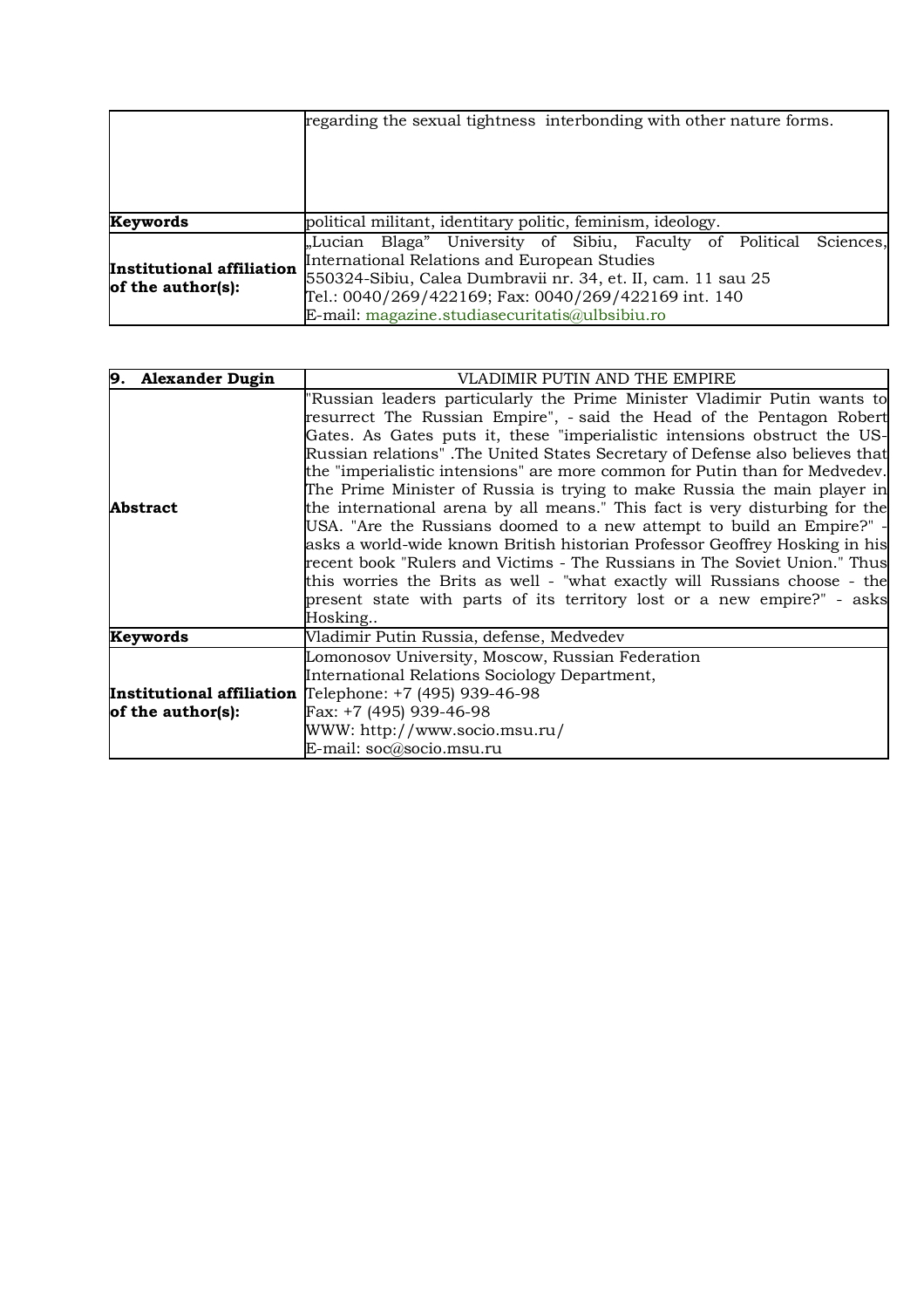| | |
|---|---|
| | regarding the sexual tightness interbonding with other nature forms. |
| **Keywords** | political militant, identitary politic, feminism, ideology. |
| **Institutional affiliation of the author(s):** | „Lucian Blaga" University of Sibiu, Faculty of Political Sciences, International Relations and European Studies<br>550324-Sibiu, Calea Dumbravii nr. 34, et. II, cam. 11 sau 25<br>Tel.: 0040/269/422169; Fax: 0040/269/422169 int. 140<br>E-mail: magazine.studiasecuritatis@ulbsibiu.ro |

| **9. Alexander Dugin** | VLADIMIR PUTIN AND THE EMPIRE |
|---|---|
| **Abstract** | "Russian leaders particularly the Prime Minister Vladimir Putin wants to resurrect The Russian Empire", - said the Head of the Pentagon Robert Gates. As Gates puts it, these "imperialistic intensions obstruct the US-Russian relations" .The United States Secretary of Defense also believes that the "imperialistic intensions" are more common for Putin than for Medvedev. The Prime Minister of Russia is trying to make Russia the main player in the international arena by all means." This fact is very disturbing for the USA. "Are the Russians doomed to a new attempt to build an Empire?" - asks a world-wide known British historian Professor Geoffrey Hosking in his recent book "Rulers and Victims - The Russians in The Soviet Union." Thus this worries the Brits as well - "what exactly will Russians choose - the present state with parts of its territory lost or a new empire?" - asks Hosking.. |
| **Keywords** | Vladimir Putin Russia, defense, Medvedev |
| **Institutional affiliation of the author(s):** | Lomonosov University, Moscow, Russian Federation<br>International Relations Sociology Department,<br>Telephone: +7 (495) 939-46-98<br>Fax: +7 (495) 939-46-98<br>WWW: http://www.socio.msu.ru/<br>E-mail: soc@socio.msu.ru |